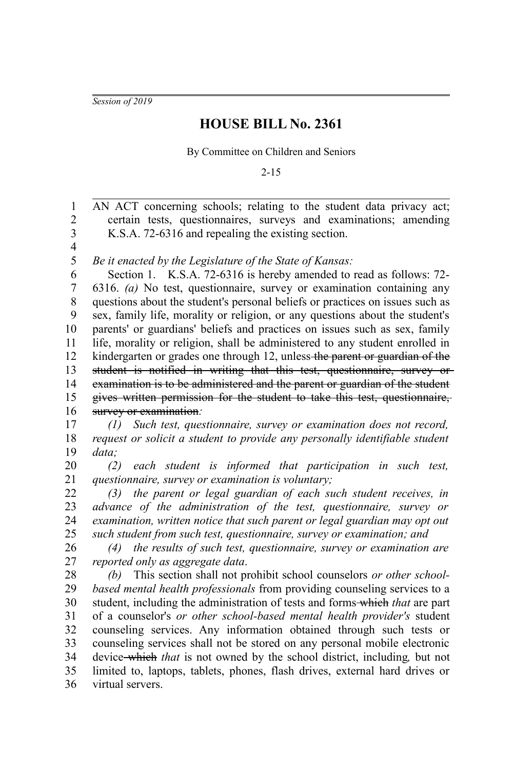*Session of 2019*

# HOUSE BILL No. 2361

By Committee on Children and Seniors

2-15

AN ACT concerning schools; relating to the student data privacy act; certain tests, questionnaires, surveys and examinations; amending K.S.A. 72-6316 and repealing the existing section.

*Be it enacted by the Legislature of the State of Kansas:*

Section 1. K.S.A. 72-6316 is hereby amended to read as follows: 72-6316. *(a)* No test, questionnaire, survey or examination containing any questions about the student's personal beliefs or practices on issues such as sex, family life, morality or religion, or any questions about the student's parents' or guardians' beliefs and practices on issues such as sex, family life, morality or religion, shall be administered to any student enrolled in kindergarten or grades one through 12, unless ~~the parent or guardian of the student is notified in writing that this test, questionnaire, survey or examination is to be administered and the parent or guardian of the student gives written permission for the student to take this test, questionnaire, survey or examination~~*:*

*(1) Such test, questionnaire, survey or examination does not record, request or solicit a student to provide any personally identifiable student data;*

*(2) each student is informed that participation in such test, questionnaire, survey or examination is voluntary;*

*(3) the parent or legal guardian of each such student receives, in advance of the administration of the test, questionnaire, survey or examination, written notice that such parent or legal guardian may opt out such student from such test, questionnaire, survey or examination; and*

*(4) the results of such test, questionnaire, survey or examination are reported only as aggregate data*.

*(b)* This section shall not prohibit school counselors *or other school-based mental health professionals* from providing counseling services to a student, including the administration of tests and forms ~~which~~ *that* are part of a counselor's *or other school-based mental health provider's* student counseling services. Any information obtained through such tests or counseling services shall not be stored on any personal mobile electronic device ~~which~~ *that* is not owned by the school district, including*,* but not limited to, laptops, tablets, phones, flash drives, external hard drives or virtual servers.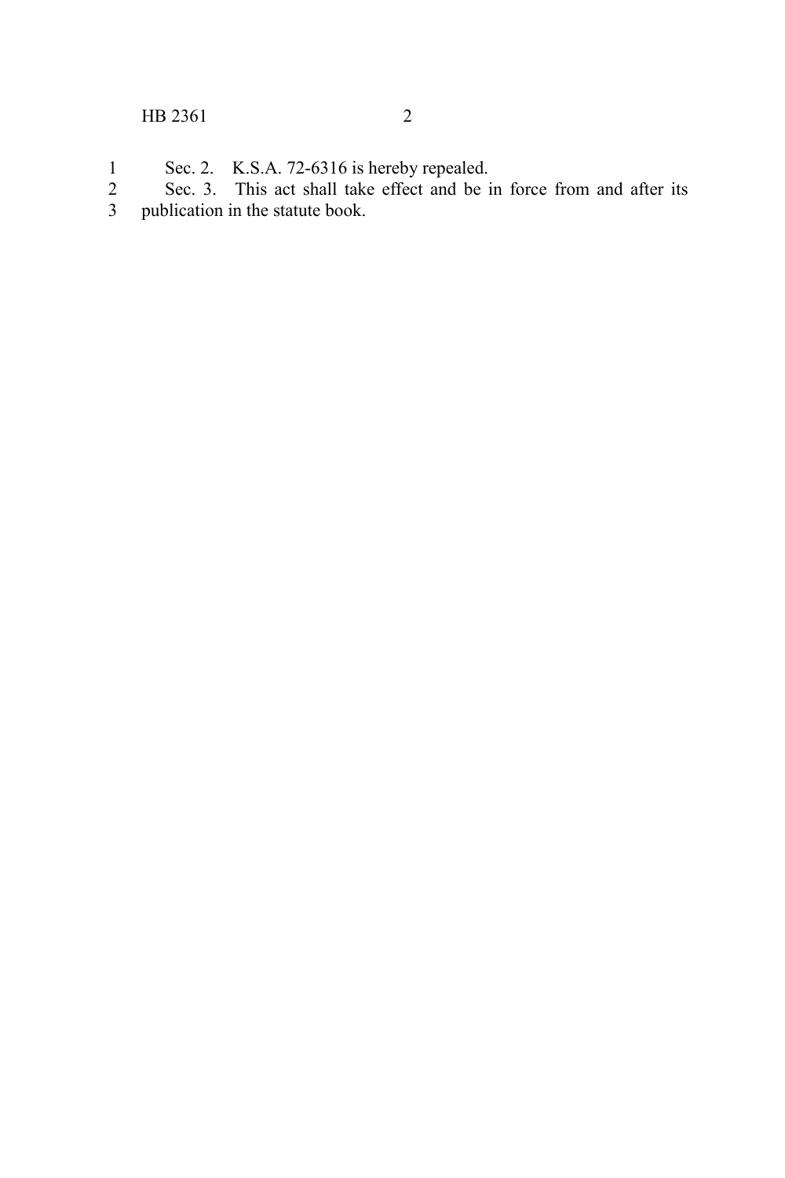Sec. 2. K.S.A. 72-6316 is hereby repealed.

Sec. 3. This act shall take effect and be in force from and after its publication in the statute book.